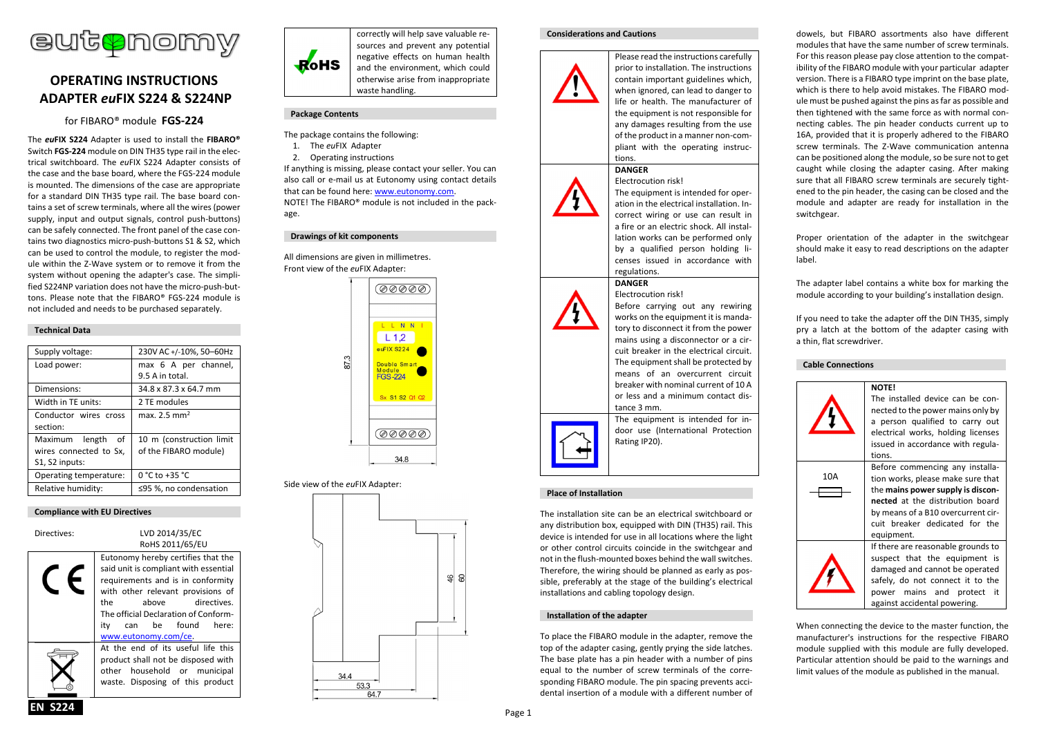# OPERATING INSTRUCTIONS
# ADAPTER *eu*FIX S224 & S224NP

## for FIBARO® module **FGS-224**

The ***eu*FIX S224** Adapter is used to install the **FIBARO®** Switch **FGS-224** module on DIN TH35 type rail in the electrical switchboard. The *eu*FIX S224 Adapter consists of the case and the base board, where the FGS-224 module is mounted. The dimensions of the case are appropriate for a standard DIN TH35 type rail. The base board contains a set of screw terminals, where all the wires (power supply, input and output signals, control push-buttons) can be safely connected. The front panel of the case contains two diagnostics micro-push-buttons S1 & S2, which can be used to control the module, to register the module within the Z-Wave system or to remove it from the system without opening the adapter's case. The simplified S224NP variation does not have the micro-push-buttons. Please note that the FIBARO® FGS-224 module is not included and needs to be purchased separately.

### Technical Data

| | |
|---|---|
| Supply voltage: | 230V AC +/-10%, 50–60Hz |
| Load power: | max 6 A per channel, 9.5 A in total. |
| Dimensions: | 34.8 x 87.3 x 64.7 mm |
| Width in TE units: | 2 TE modules |
| Conductor wires cross section: | max. 2.5 mm$^2$ |
| Maximum length of wires connected to Sx, S1, S2 inputs: | 10 m (construction limit of the FIBARO module) |
| Operating temperature: | 0 °C to +35 °C |
| Relative humidity: | ≤95 %, no condensation |

### Compliance with EU Directives

Directives: LVD 2014/35/EC, RoHS 2011/65/EU

Eutonomy hereby certifies that the said unit is compliant with essential requirements and is in conformity with other relevant provisions of the above directives. The official Declaration of Conformity can be found here: www.eutonomy.com/ce.

At the end of its useful life this product shall not be disposed with other household or municipal waste. Disposing of this product correctly will help save valuable resources and prevent any potential negative effects on human health and the environment, which could otherwise arise from inappropriate waste handling.

### Package Contents

The package contains the following:

1. The *eu*FIX Adapter
2. Operating instructions

If anything is missing, please contact your seller. You can also call or e-mail us at Eutonomy using contact details that can be found here: www.eutonomy.com.

NOTE! The FIBARO® module is not included in the package.

### Drawings of kit components

All dimensions are given in millimetres.

Front view of the *eu*FIX Adapter:

Side view of the *eu*FIX Adapter:

### Considerations and Cautions

Please read the instructions carefully prior to installation. The instructions contain important guidelines which, when ignored, can lead to danger to life or health. The manufacturer of the equipment is not responsible for any damages resulting from the use of the product in a manner non-compliant with the operating instructions.

**DANGER**
Electrocution risk!
The equipment is intended for operation in the electrical installation. Incorrect wiring or use can result in a fire or an electric shock. All installation works can be performed only by a qualified person holding licenses issued in accordance with regulations.

**DANGER**
Electrocution risk!
Before carrying out any rewiring works on the equipment it is mandatory to disconnect it from the power mains using a disconnector or a circuit breaker in the electrical circuit. The equipment shall be protected by means of an overcurrent circuit breaker with nominal current of 10 A or less and a minimum contact distance 3 mm.

The equipment is intended for indoor use (International Protection Rating IP20).

### Place of Installation

The installation site can be an electrical switchboard or any distribution box, equipped with DIN (TH35) rail. This device is intended for use in all locations where the light or other control circuits coincide in the switchgear and not in the flush-mounted boxes behind the wall switches. Therefore, the wiring should be planned as early as possible, preferably at the stage of the building's electrical installations and cabling topology design.

### Installation of the adapter

To place the FIBARO module in the adapter, remove the top of the adapter casing, gently prying the side latches. The base plate has a pin header with a number of pins equal to the number of screw terminals of the corresponding FIBARO module. The pin spacing prevents accidental insertion of a module with a different number of dowels, but FIBARO assortments also have different modules that have the same number of screw terminals. For this reason please pay close attention to the compatibility of the FIBARO module with your particular adapter version. There is a FIBARO type imprint on the base plate, which is there to help avoid mistakes. The FIBARO module must be pushed against the pins as far as possible and then tightened with the same force as with normal connecting cables. The pin header conducts current up to 16A, provided that it is properly adhered to the FIBARO screw terminals. The Z-Wave communication antenna can be positioned along the module, so be sure not to get caught while closing the adapter casing. After making sure that all FIBARO screw terminals are securely tightened to the pin header, the casing can be closed and the module and adapter are ready for installation in the switchgear.

Proper orientation of the adapter in the switchgear should make it easy to read descriptions on the adapter label.

The adapter label contains a white box for marking the module according to your building's installation design.

If you need to take the adapter off the DIN TH35, simply pry a latch at the bottom of the adapter casing with a thin, flat screwdriver.

### Cable Connections

**NOTE!**
The installed device can be connected to the power mains only by a person qualified to carry out electrical works, holding licenses issued in accordance with regulations.

10A — Before commencing any installation works, please make sure that the **mains power supply is disconnected** at the distribution board by means of a B10 overcurrent circuit breaker dedicated for the equipment.

If there are reasonable grounds to suspect that the equipment is damaged and cannot be operated safely, do not connect it to the power mains and protect it against accidental powering.

When connecting the device to the master function, the manufacturer's instructions for the respective FIBARO module supplied with this module are fully developed. Particular attention should be paid to the warnings and limit values of the module as published in the manual.

**EN S224**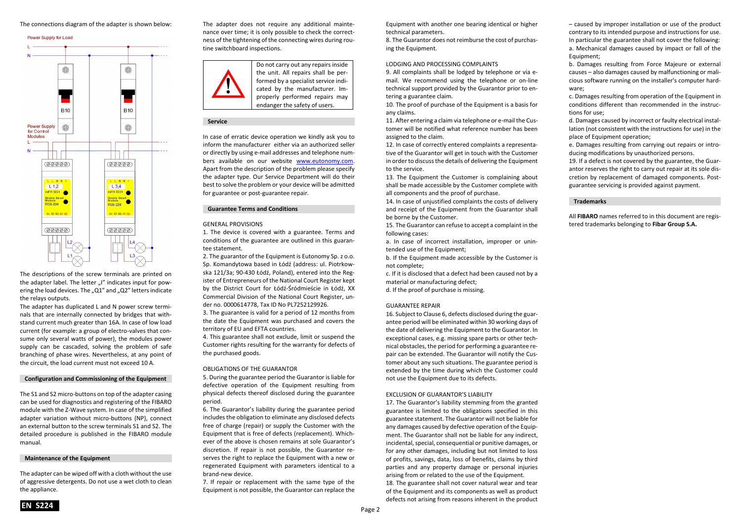The connections diagram of the adapter is shown below:

Power Supply for Load

L

N

B10

B10

Power Supply for Control Modules

L

N

L 1.2

euFIX S224

Double Smart Module FGS-224

L 3.4

euFIX S224

Double Smart Module FGS-224

L2

L1

L4

L3

The descriptions of the screw terminals are printed on the adapter label. The letter „I" indicates input for powering the load devices. The „Q1" and „Q2" letters indicate the relays outputs.

The adapter has duplicated L and N power screw terminals that are internally connected by bridges that withstand current much greater than 16A. In case of low load current (for example: a group of electro-valves that consume only several watts of power), the modules power supply can be cascaded, solving the problem of safe branching of phase wires. Nevertheless, at any point of the circuit, the load current must not exceed 10 A.

## Configuration and Commissioning of the Equipment

The S1 and S2 micro-buttons on top of the adapter casing can be used for diagnostics and registering of the FIBARO module with the Z-Wave system. In case of the simplified adapter variation without micro-buttons (NP), connect an external button to the screw terminals S1 and S2. The detailed procedure is published in the FIBARO module manual.

## Maintenance of the Equipment

The adapter can be wiped off with a cloth without the use of aggressive detergents. Do not use a wet cloth to clean the appliance.

The adapter does not require any additional maintenance over time; it is only possible to check the correctness of the tightening of the connecting wires during routine switchboard inspections.

> Do not carry out any repairs inside the unit. All repairs shall be performed by a specialist service indicated by the manufacturer. Improperly performed repairs may endanger the safety of users.

## Service

In case of erratic device operation we kindly ask you to inform the manufacturer either via an authorized seller or directly by using e-mail addresses and telephone numbers available on our website www.eutonomy.com. Apart from the description of the problem please specify the adapter type. Our Service Department will do their best to solve the problem or your device will be admitted for guarantee or post-guarantee repair.

## Guarantee Terms and Conditions

GENERAL PROVISIONS

1. The device is covered with a guarantee. Terms and conditions of the guarantee are outlined in this guarantee statement.
2. The guarantor of the Equipment is Eutonomy Sp. z o.o. Sp. Komandytowa based in Łódź (address: ul. Piotrkowska 121/3a; 90-430 Łódź, Poland), entered into the Register of Entrepreneurs of the National Court Register kept by the District Court for Łódź-Śródmieście in Łódź, XX Commercial Division of the National Court Register, under no. 0000614778, Tax ID No PL7252129926.
3. The guarantee is valid for a period of 12 months from the date the Equipment was purchased and covers the territory of EU and EFTA countries.
4. This guarantee shall not exclude, limit or suspend the Customer rights resulting for the warranty for defects of the purchased goods.

OBLIGATIONS OF THE GUARANTOR

5. During the guarantee period the Guarantor is liable for defective operation of the Equipment resulting from physical defects thereof disclosed during the guarantee period.
6. The Guarantor's liability during the guarantee period includes the obligation to eliminate any disclosed defects free of charge (repair) or supply the Customer with the Equipment that is free of defects (replacement). Whichever of the above is chosen remains at sole Guarantor's discretion. If repair is not possible, the Guarantor reserves the right to replace the Equipment with a new or regenerated Equipment with parameters identical to a brand-new device.
7. If repair or replacement with the same type of the Equipment is not possible, the Guarantor can replace the Equipment with another one bearing identical or higher technical parameters.
8. The Guarantor does not reimburse the cost of purchasing the Equipment.

LODGING AND PROCESSING COMPLAINTS

9. All complaints shall be lodged by telephone or via e-mail. We recommend using the telephone or on-line technical support provided by the Guarantor prior to entering a guarantee claim.
10. The proof of purchase of the Equipment is a basis for any claims.
11. After entering a claim via telephone or e-mail the Customer will be notified what reference number has been assigned to the claim.
12. In case of correctly entered complaints a representative of the Guarantor will get in touch with the Customer in order to discuss the details of delivering the Equipment to the service.
13. The Equipment the Customer is complaining about shall be made accessible by the Customer complete with all components and the proof of purchase.
14. In case of unjustified complaints the costs of delivery and receipt of the Equipment from the Guarantor shall be borne by the Customer.
15. The Guarantor can refuse to accept a complaint in the following cases:

a. In case of incorrect installation, improper or unintended use of the Equipment;

b. If the Equipment made accessible by the Customer is not complete;

c. If it is disclosed that a defect had been caused not by a material or manufacturing defect;

d. If the proof of purchase is missing.

GUARANTEE REPAIR

16. Subject to Clause 6, defects disclosed during the guarantee period will be eliminated within 30 working days of the date of delivering the Equipment to the Guarantor. In exceptional cases, e.g. missing spare parts or other technical obstacles, the period for performing a guarantee repair can be extended. The Guarantor will notify the Customer about any such situations. The guarantee period is extended by the time during which the Customer could not use the Equipment due to its defects.

EXCLUSION OF GUARANTOR'S LIABILITY

17. The Guarantor's liability stemming from the granted guarantee is limited to the obligations specified in this guarantee statement. The Guarantor will not be liable for any damages caused by defective operation of the Equipment. The Guarantor shall not be liable for any indirect, incidental, special, consequential or punitive damages, or for any other damages, including but not limited to loss of profits, savings, data, loss of benefits, claims by third parties and any property damage or personal injuries arising from or related to the use of the Equipment.
18. The guarantee shall not cover natural wear and tear of the Equipment and its components as well as product defects not arising from reasons inherent in the product – caused by improper installation or use of the product contrary to its intended purpose and instructions for use. In particular the guarantee shall not cover the following:

a. Mechanical damages caused by impact or fall of the Equipment;

b. Damages resulting from Force Majeure or external causes – also damages caused by malfunctioning or malicious software running on the installer's computer hardware;

c. Damages resulting from operation of the Equipment in conditions different than recommended in the instructions for use;

d. Damages caused by incorrect or faulty electrical installation (not consistent with the instructions for use) in the place of Equipment operation;

e. Damages resulting from carrying out repairs or introducing modifications by unauthorized persons.

19. If a defect is not covered by the guarantee, the Guarantor reserves the right to carry out repair at its sole discretion by replacement of damaged components. Post-guarantee servicing is provided against payment.

## Trademarks

All **FIBARO** names referred to in this document are registered trademarks belonging to **Fibar Group S.A.**

**EN S224**